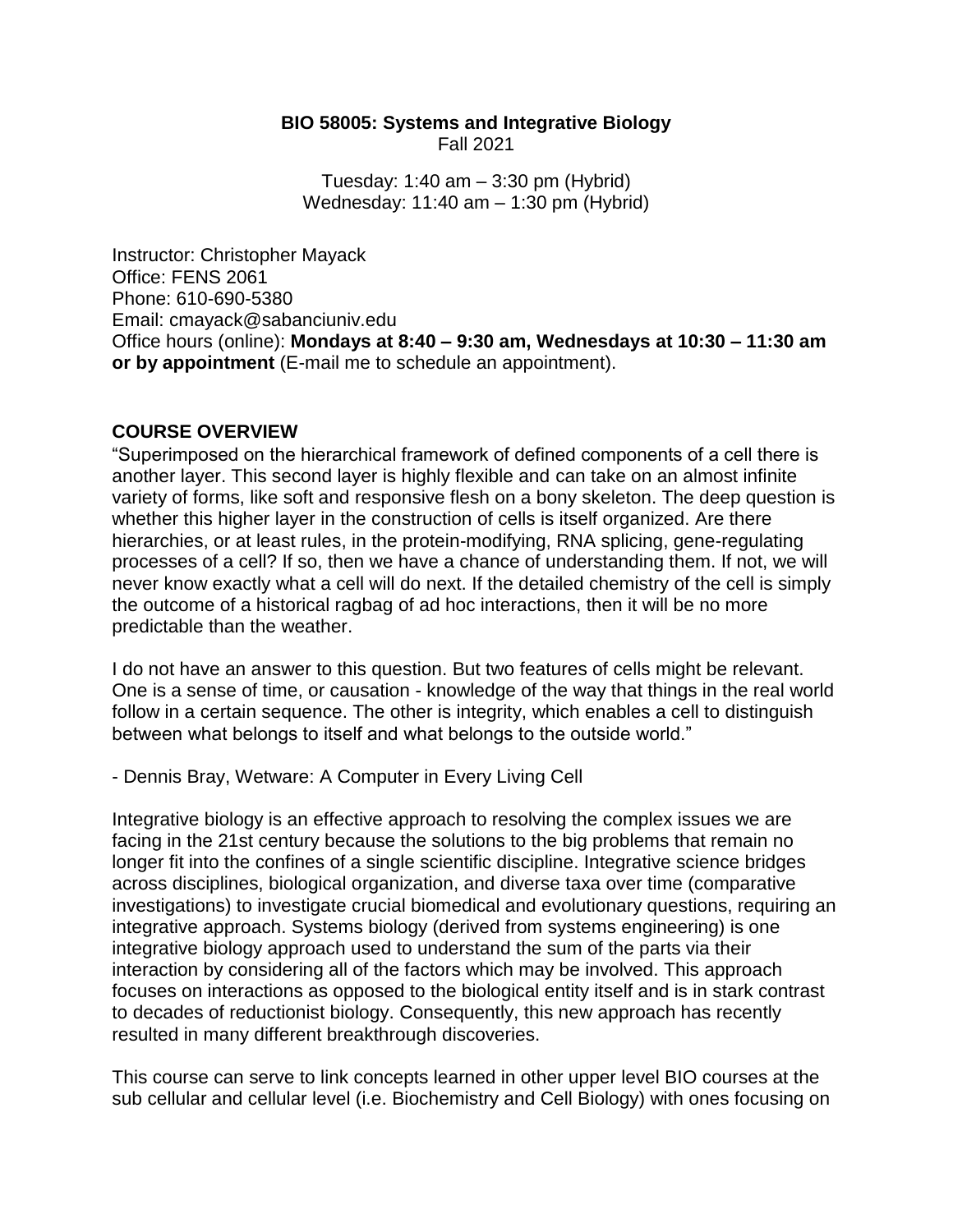**BIO 58005: Systems and Integrative Biology**
Fall 2021

Tuesday: 1:40 am – 3:30 pm (Hybrid)
Wednesday: 11:40 am – 1:30 pm (Hybrid)

Instructor: Christopher Mayack
Office: FENS 2061
Phone: 610-690-5380
Email: cmayack@sabanciuniv.edu
Office hours (online): **Mondays at 8:40 – 9:30 am, Wednesdays at 10:30 – 11:30 am or by appointment** (E-mail me to schedule an appointment).

## COURSE OVERVIEW

"Superimposed on the hierarchical framework of defined components of a cell there is another layer. This second layer is highly flexible and can take on an almost infinite variety of forms, like soft and responsive flesh on a bony skeleton. The deep question is whether this higher layer in the construction of cells is itself organized. Are there hierarchies, or at least rules, in the protein-modifying, RNA splicing, gene-regulating processes of a cell? If so, then we have a chance of understanding them. If not, we will never know exactly what a cell will do next. If the detailed chemistry of the cell is simply the outcome of a historical ragbag of ad hoc interactions, then it will be no more predictable than the weather.

I do not have an answer to this question. But two features of cells might be relevant. One is a sense of time, or causation - knowledge of the way that things in the real world follow in a certain sequence. The other is integrity, which enables a cell to distinguish between what belongs to itself and what belongs to the outside world."

- Dennis Bray, Wetware: A Computer in Every Living Cell

Integrative biology is an effective approach to resolving the complex issues we are facing in the 21st century because the solutions to the big problems that remain no longer fit into the confines of a single scientific discipline. Integrative science bridges across disciplines, biological organization, and diverse taxa over time (comparative investigations) to investigate crucial biomedical and evolutionary questions, requiring an integrative approach. Systems biology (derived from systems engineering) is one integrative biology approach used to understand the sum of the parts via their interaction by considering all of the factors which may be involved. This approach focuses on interactions as opposed to the biological entity itself and is in stark contrast to decades of reductionist biology. Consequently, this new approach has recently resulted in many different breakthrough discoveries.

This course can serve to link concepts learned in other upper level BIO courses at the sub cellular and cellular level (i.e. Biochemistry and Cell Biology) with ones focusing on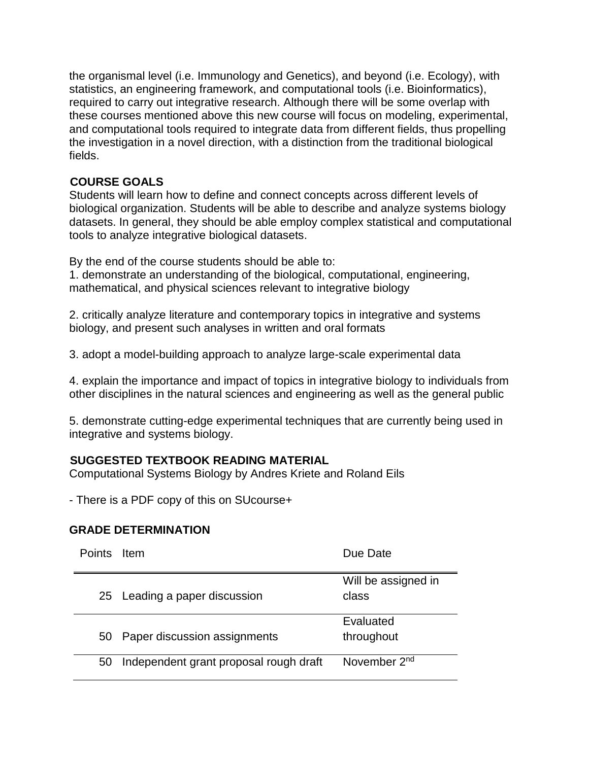the organismal level (i.e. Immunology and Genetics), and beyond (i.e. Ecology), with statistics, an engineering framework, and computational tools (i.e. Bioinformatics), required to carry out integrative research. Although there will be some overlap with these courses mentioned above this new course will focus on modeling, experimental, and computational tools required to integrate data from different fields, thus propelling the investigation in a novel direction, with a distinction from the traditional biological fields.

## COURSE GOALS

Students will learn how to define and connect concepts across different levels of biological organization. Students will be able to describe and analyze systems biology datasets. In general, they should be able employ complex statistical and computational tools to analyze integrative biological datasets.

By the end of the course students should be able to:

1. demonstrate an understanding of the biological, computational, engineering, mathematical, and physical sciences relevant to integrative biology

2. critically analyze literature and contemporary topics in integrative and systems biology, and present such analyses in written and oral formats

3. adopt a model-building approach to analyze large-scale experimental data

4. explain the importance and impact of topics in integrative biology to individuals from other disciplines in the natural sciences and engineering as well as the general public

5. demonstrate cutting-edge experimental techniques that are currently being used in integrative and systems biology.

## SUGGESTED TEXTBOOK READING MATERIAL

Computational Systems Biology by Andres Kriete and Roland Eils

- There is a PDF copy of this on SUcourse+

## GRADE DETERMINATION

| Points | Item | Due Date |
|---|---|---|
| 25 | Leading a paper discussion | Will be assigned in class |
| 50 | Paper discussion assignments | Evaluated throughout |
| 50 | Independent grant proposal rough draft | November 2nd |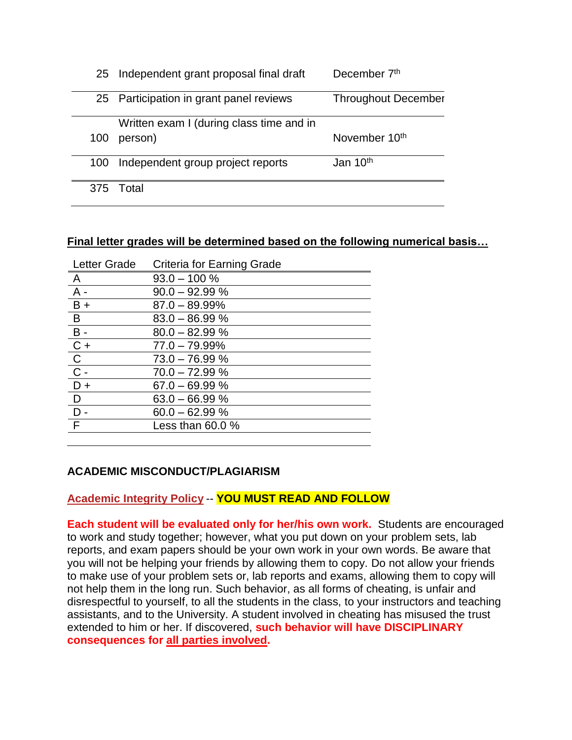| | | |
|---|---|---|
| 25 | Independent grant proposal final draft | December 7th |
| 25 | Participation in grant panel reviews | Throughout December |
| 100 | Written exam I (during class time and in person) | November 10th |
| 100 | Independent group project reports | Jan 10th |
| 375 | Total | |

**Final letter grades will be determined based on the following numerical basis…**

| Letter Grade | Criteria for Earning Grade |
|---|---|
| A | 93.0 – 100 % |
| A - | 90.0 – 92.99 % |
| B + | 87.0 – 89.99% |
| B | 83.0 – 86.99 % |
| B - | 80.0 – 82.99 % |
| C + | 77.0 – 79.99% |
| C | 73.0 – 76.99 % |
| C - | 70.0 – 72.99 % |
| D + | 67.0 – 69.99 % |
| D | 63.0 – 66.99 % |
| D - | 60.0 – 62.99 % |
| F | Less than 60.0 % |

**ACADEMIC MISCONDUCT/PLAGIARISM**

**Academic Integrity Policy** -- **YOU MUST READ AND FOLLOW**

**Each student will be evaluated only for her/his own work.** Students are encouraged to work and study together; however, what you put down on your problem sets, lab reports, and exam papers should be your own work in your own words. Be aware that you will not be helping your friends by allowing them to copy. Do not allow your friends to make use of your problem sets or, lab reports and exams, allowing them to copy will not help them in the long run. Such behavior, as all forms of cheating, is unfair and disrespectful to yourself, to all the students in the class, to your instructors and teaching assistants, and to the University. A student involved in cheating has misused the trust extended to him or her. If discovered, **such behavior will have DISCIPLINARY consequences for all parties involved.**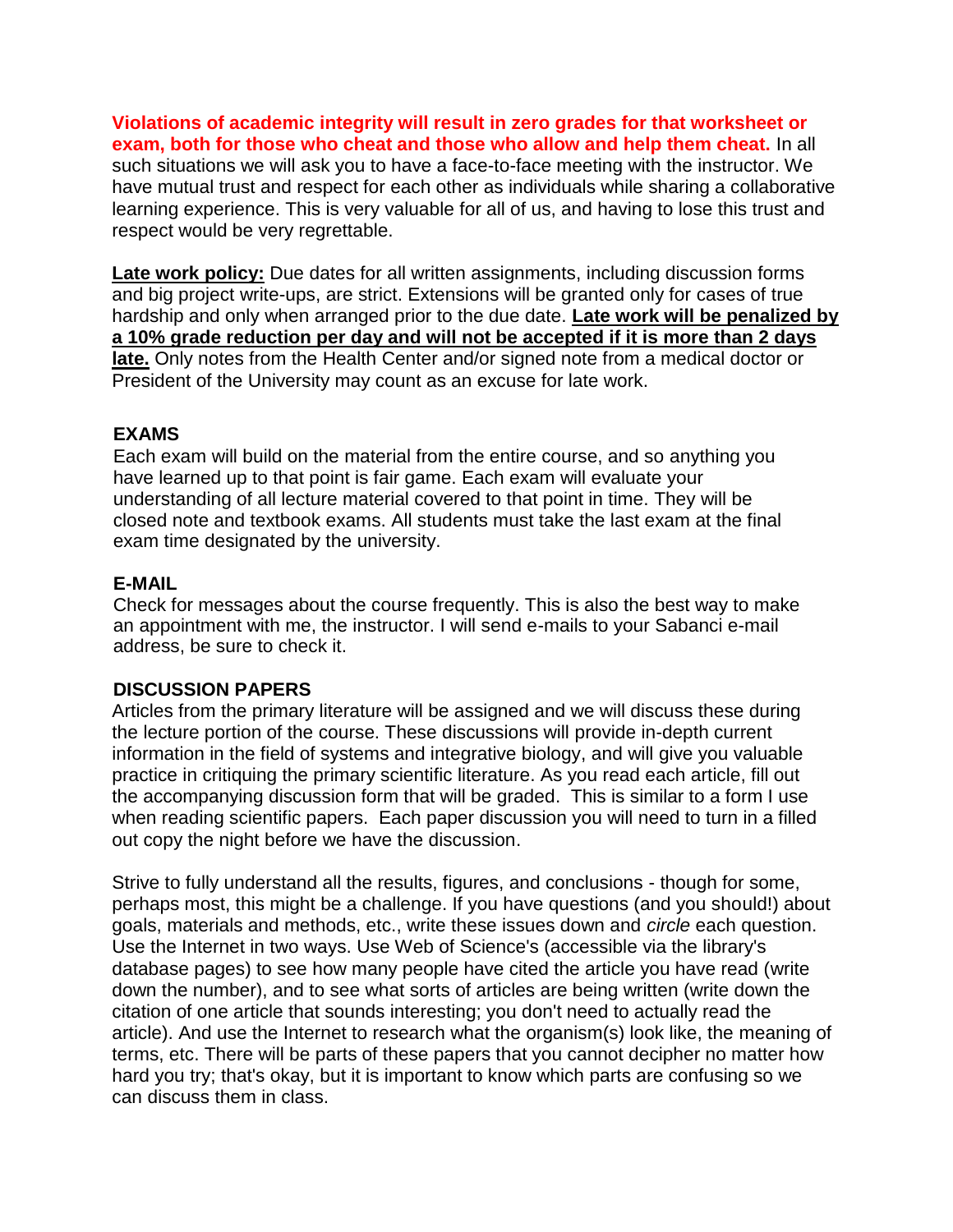**Violations of academic integrity will result in zero grades for that worksheet or exam, both for those who cheat and those who allow and help them cheat.** In all such situations we will ask you to have a face-to-face meeting with the instructor. We have mutual trust and respect for each other as individuals while sharing a collaborative learning experience. This is very valuable for all of us, and having to lose this trust and respect would be very regrettable.

**Late work policy:** Due dates for all written assignments, including discussion forms and big project write-ups, are strict. Extensions will be granted only for cases of true hardship and only when arranged prior to the due date. **Late work will be penalized by a 10% grade reduction per day and will not be accepted if it is more than 2 days late.** Only notes from the Health Center and/or signed note from a medical doctor or President of the University may count as an excuse for late work.

## EXAMS

Each exam will build on the material from the entire course, and so anything you have learned up to that point is fair game. Each exam will evaluate your understanding of all lecture material covered to that point in time. They will be closed note and textbook exams. All students must take the last exam at the final exam time designated by the university.

## E-MAIL

Check for messages about the course frequently. This is also the best way to make an appointment with me, the instructor. I will send e-mails to your Sabanci e-mail address, be sure to check it.

## DISCUSSION PAPERS

Articles from the primary literature will be assigned and we will discuss these during the lecture portion of the course. These discussions will provide in-depth current information in the field of systems and integrative biology, and will give you valuable practice in critiquing the primary scientific literature. As you read each article, fill out the accompanying discussion form that will be graded. This is similar to a form I use when reading scientific papers. Each paper discussion you will need to turn in a filled out copy the night before we have the discussion.

Strive to fully understand all the results, figures, and conclusions - though for some, perhaps most, this might be a challenge. If you have questions (and you should!) about goals, materials and methods, etc., write these issues down and *circle* each question. Use the Internet in two ways. Use Web of Science's (accessible via the library's database pages) to see how many people have cited the article you have read (write down the number), and to see what sorts of articles are being written (write down the citation of one article that sounds interesting; you don't need to actually read the article). And use the Internet to research what the organism(s) look like, the meaning of terms, etc. There will be parts of these papers that you cannot decipher no matter how hard you try; that's okay, but it is important to know which parts are confusing so we can discuss them in class.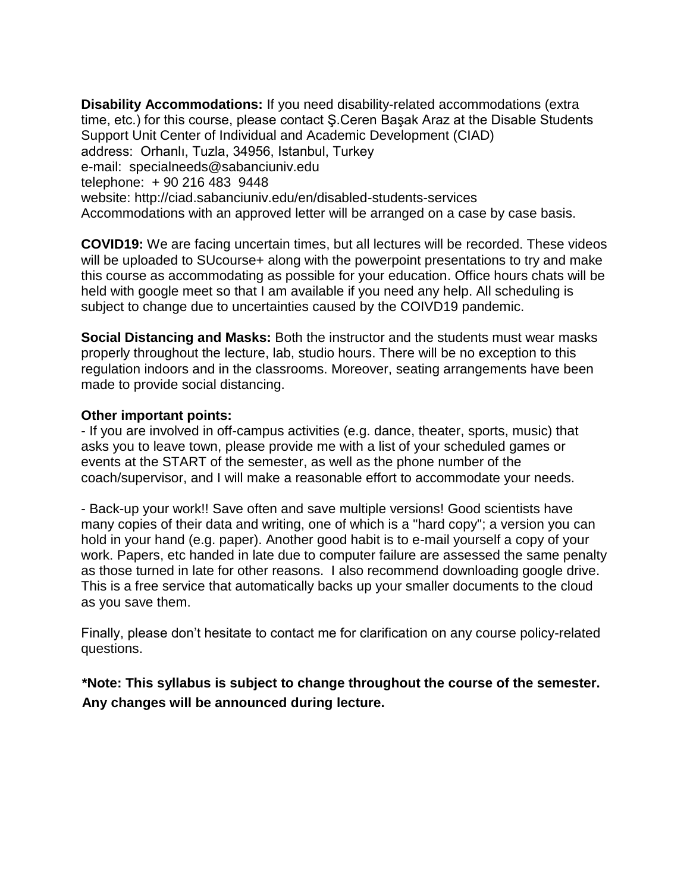**Disability Accommodations:** If you need disability-related accommodations (extra time, etc.) for this course, please contact Ş.Ceren Başak Araz at the Disable Students Support Unit Center of Individual and Academic Development (CIAD)
address: Orhanlı, Tuzla, 34956, Istanbul, Turkey
e-mail: specialneeds@sabanciuniv.edu
telephone: + 90 216 483 9448
website: http://ciad.sabanciuniv.edu/en/disabled-students-services
Accommodations with an approved letter will be arranged on a case by case basis.

**COVID19:** We are facing uncertain times, but all lectures will be recorded. These videos will be uploaded to SUcourse+ along with the powerpoint presentations to try and make this course as accommodating as possible for your education. Office hours chats will be held with google meet so that I am available if you need any help. All scheduling is subject to change due to uncertainties caused by the COIVD19 pandemic.

**Social Distancing and Masks:** Both the instructor and the students must wear masks properly throughout the lecture, lab, studio hours. There will be no exception to this regulation indoors and in the classrooms. Moreover, seating arrangements have been made to provide social distancing.

**Other important points:**

- If you are involved in off-campus activities (e.g. dance, theater, sports, music) that asks you to leave town, please provide me with a list of your scheduled games or events at the START of the semester, as well as the phone number of the coach/supervisor, and I will make a reasonable effort to accommodate your needs.

- Back-up your work!! Save often and save multiple versions! Good scientists have many copies of their data and writing, one of which is a "hard copy"; a version you can hold in your hand (e.g. paper). Another good habit is to e-mail yourself a copy of your work. Papers, etc handed in late due to computer failure are assessed the same penalty as those turned in late for other reasons. I also recommend downloading google drive. This is a free service that automatically backs up your smaller documents to the cloud as you save them.

Finally, please don't hesitate to contact me for clarification on any course policy-related questions.

***Note: This syllabus is subject to change throughout the course of the semester. Any changes will be announced during lecture.**